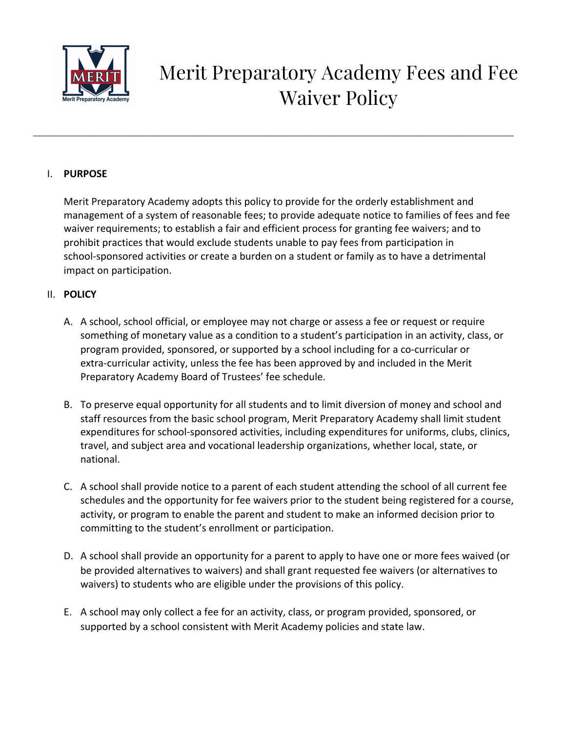# Merit Preparatory Academy Fees and Fee Waiver Policy

---

I. **PURPOSE**

Merit Preparatory Academy adopts this policy to provide for the orderly establishment and management of a system of reasonable fees; to provide adequate notice to families of fees and fee waiver requirements; to establish a fair and efficient process for granting fee waivers; and to prohibit practices that would exclude students unable to pay fees from participation in school-sponsored activities or create a burden on a student or family as to have a detrimental impact on participation.

II. **POLICY**

A. A school, school official, or employee may not charge or assess a fee or request or require something of monetary value as a condition to a student's participation in an activity, class, or program provided, sponsored, or supported by a school including for a co-curricular or extra-curricular activity, unless the fee has been approved by and included in the Merit Preparatory Academy Board of Trustees' fee schedule.

B. To preserve equal opportunity for all students and to limit diversion of money and school and staff resources from the basic school program, Merit Preparatory Academy shall limit student expenditures for school-sponsored activities, including expenditures for uniforms, clubs, clinics, travel, and subject area and vocational leadership organizations, whether local, state, or national.

C. A school shall provide notice to a parent of each student attending the school of all current fee schedules and the opportunity for fee waivers prior to the student being registered for a course, activity, or program to enable the parent and student to make an informed decision prior to committing to the student's enrollment or participation.

D. A school shall provide an opportunity for a parent to apply to have one or more fees waived (or be provided alternatives to waivers) and shall grant requested fee waivers (or alternatives to waivers) to students who are eligible under the provisions of this policy.

E. A school may only collect a fee for an activity, class, or program provided, sponsored, or supported by a school consistent with Merit Academy policies and state law.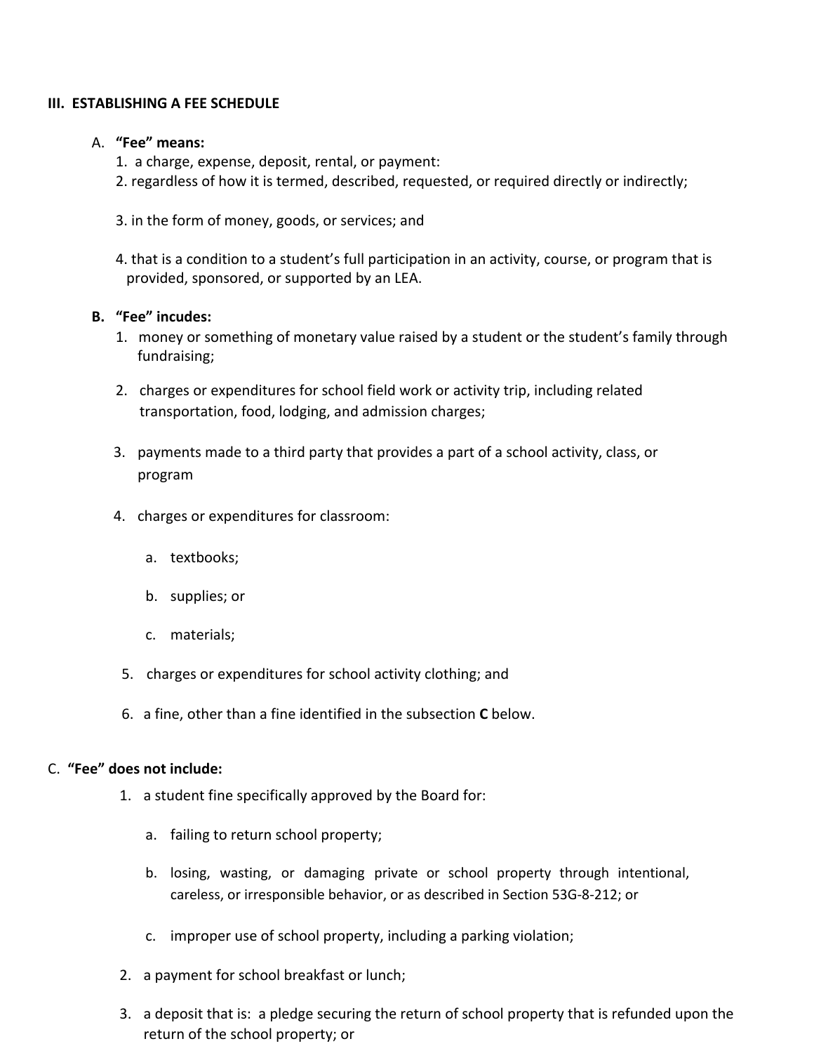## III. ESTABLISHING A FEE SCHEDULE

A. **"Fee" means:**

1. a charge, expense, deposit, rental, or payment:
2. regardless of how it is termed, described, requested, or required directly or indirectly;
3. in the form of money, goods, or services; and
4. that is a condition to a student's full participation in an activity, course, or program that is provided, sponsored, or supported by an LEA.

**B. "Fee" incudes:**

1. money or something of monetary value raised by a student or the student's family through fundraising;
2. charges or expenditures for school field work or activity trip, including related transportation, food, lodging, and admission charges;
3. payments made to a third party that provides a part of a school activity, class, or program
4. charges or expenditures for classroom:
   a. textbooks;
   b. supplies; or
   c. materials;
5. charges or expenditures for school activity clothing; and
6. a fine, other than a fine identified in the subsection **C** below.

C. **"Fee" does not include:**

1. a student fine specifically approved by the Board for:
   a. failing to return school property;
   b. losing, wasting, or damaging private or school property through intentional, careless, or irresponsible behavior, or as described in Section 53G-8-212; or
   c. improper use of school property, including a parking violation;
2. a payment for school breakfast or lunch;
3. a deposit that is: a pledge securing the return of school property that is refunded upon the return of the school property; or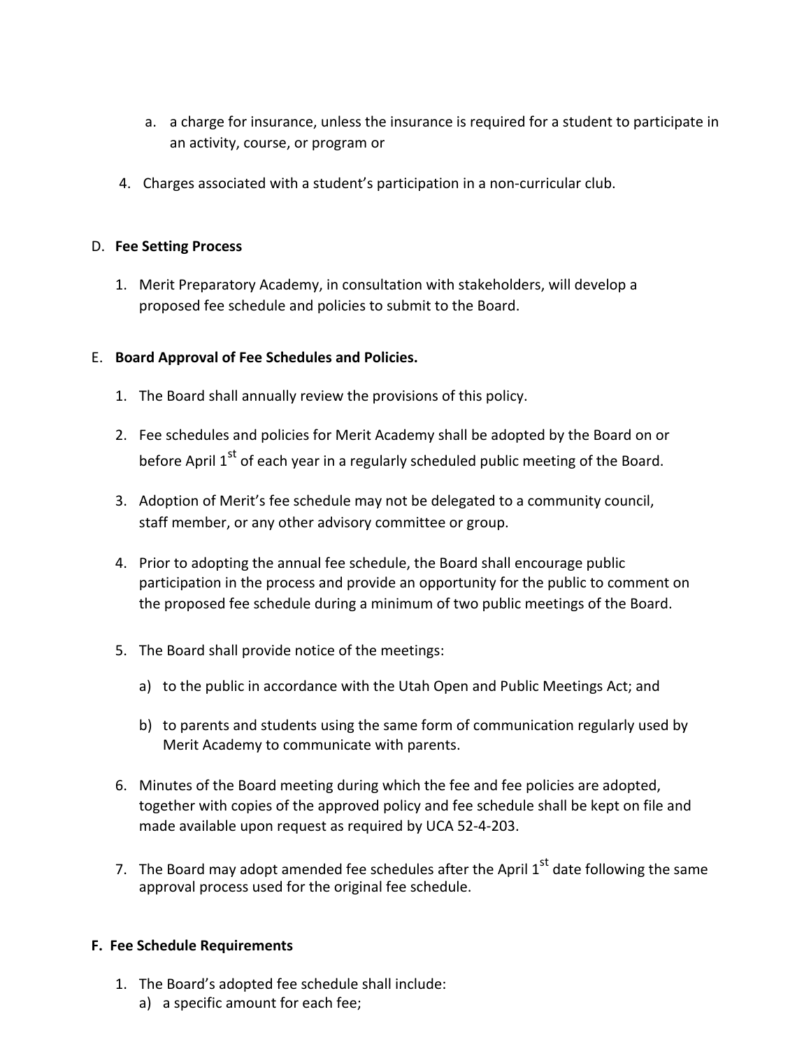a. a charge for insurance, unless the insurance is required for a student to participate in an activity, course, or program or

4. Charges associated with a student's participation in a non-curricular club.

D. **Fee Setting Process**

1. Merit Preparatory Academy, in consultation with stakeholders, will develop a proposed fee schedule and policies to submit to the Board.

E. **Board Approval of Fee Schedules and Policies.**

1. The Board shall annually review the provisions of this policy.
2. Fee schedules and policies for Merit Academy shall be adopted by the Board on or before April 1st of each year in a regularly scheduled public meeting of the Board.
3. Adoption of Merit's fee schedule may not be delegated to a community council, staff member, or any other advisory committee or group.
4. Prior to adopting the annual fee schedule, the Board shall encourage public participation in the process and provide an opportunity for the public to comment on the proposed fee schedule during a minimum of two public meetings of the Board.
5. The Board shall provide notice of the meetings:

   a) to the public in accordance with the Utah Open and Public Meetings Act; and

   b) to parents and students using the same form of communication regularly used by Merit Academy to communicate with parents.

6. Minutes of the Board meeting during which the fee and fee policies are adopted, together with copies of the approved policy and fee schedule shall be kept on file and made available upon request as required by UCA 52-4-203.
7. The Board may adopt amended fee schedules after the April 1st date following the same approval process used for the original fee schedule.

**F. Fee Schedule Requirements**

1. The Board's adopted fee schedule shall include:

   a) a specific amount for each fee;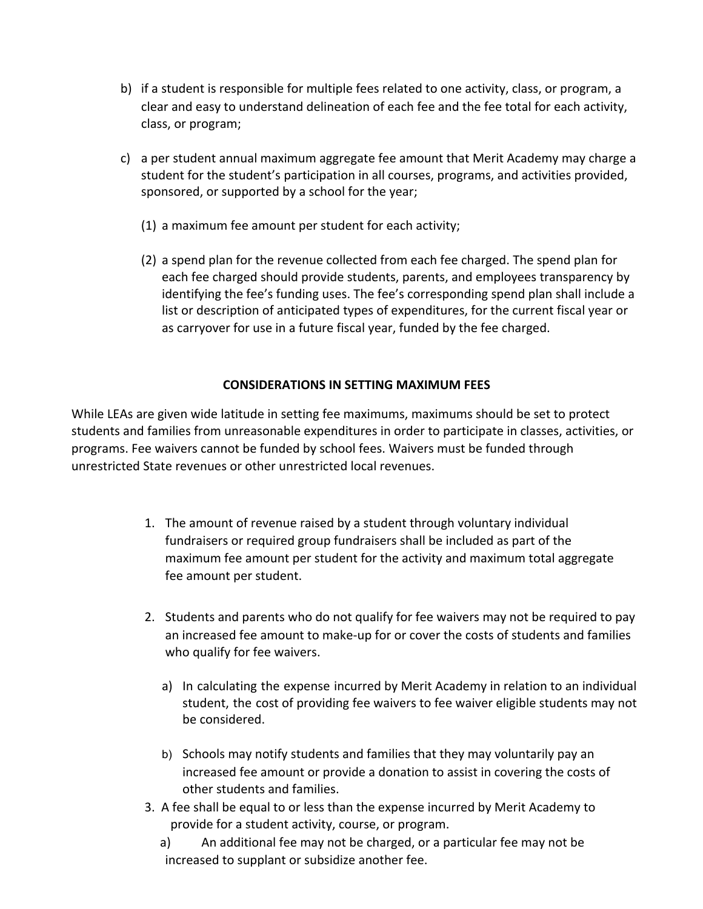b) if a student is responsible for multiple fees related to one activity, class, or program, a clear and easy to understand delineation of each fee and the fee total for each activity, class, or program;

c) a per student annual maximum aggregate fee amount that Merit Academy may charge a student for the student's participation in all courses, programs, and activities provided, sponsored, or supported by a school for the year;

   (1) a maximum fee amount per student for each activity;

   (2) a spend plan for the revenue collected from each fee charged. The spend plan for each fee charged should provide students, parents, and employees transparency by identifying the fee's funding uses. The fee's corresponding spend plan shall include a list or description of anticipated types of expenditures, for the current fiscal year or as carryover for use in a future fiscal year, funded by the fee charged.

## CONSIDERATIONS IN SETTING MAXIMUM FEES

While LEAs are given wide latitude in setting fee maximums, maximums should be set to protect students and families from unreasonable expenditures in order to participate in classes, activities, or programs. Fee waivers cannot be funded by school fees. Waivers must be funded through unrestricted State revenues or other unrestricted local revenues.

1. The amount of revenue raised by a student through voluntary individual fundraisers or required group fundraisers shall be included as part of the maximum fee amount per student for the activity and maximum total aggregate fee amount per student.

2. Students and parents who do not qualify for fee waivers may not be required to pay an increased fee amount to make-up for or cover the costs of students and families who qualify for fee waivers.

   a) In calculating the expense incurred by Merit Academy in relation to an individual student, the cost of providing fee waivers to fee waiver eligible students may not be considered.

   b) Schools may notify students and families that they may voluntarily pay an increased fee amount or provide a donation to assist in covering the costs of other students and families.

3. A fee shall be equal to or less than the expense incurred by Merit Academy to provide for a student activity, course, or program.

   a) An additional fee may not be charged, or a particular fee may not be increased to supplant or subsidize another fee.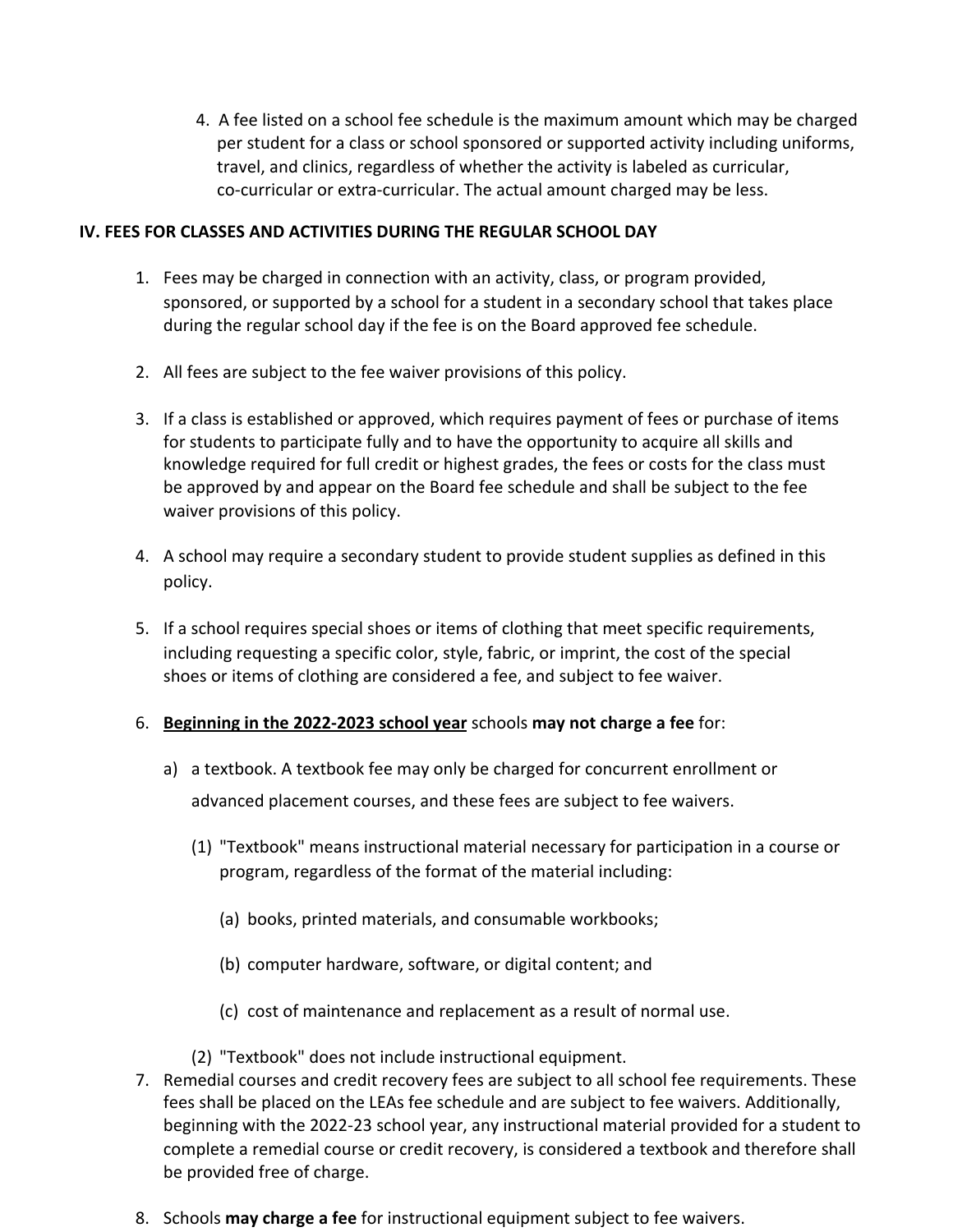4. A fee listed on a school fee schedule is the maximum amount which may be charged per student for a class or school sponsored or supported activity including uniforms, travel, and clinics, regardless of whether the activity is labeled as curricular, co-curricular or extra-curricular. The actual amount charged may be less.

**IV. FEES FOR CLASSES AND ACTIVITIES DURING THE REGULAR SCHOOL DAY**

1. Fees may be charged in connection with an activity, class, or program provided, sponsored, or supported by a school for a student in a secondary school that takes place during the regular school day if the fee is on the Board approved fee schedule.

2. All fees are subject to the fee waiver provisions of this policy.

3. If a class is established or approved, which requires payment of fees or purchase of items for students to participate fully and to have the opportunity to acquire all skills and knowledge required for full credit or highest grades, the fees or costs for the class must be approved by and appear on the Board fee schedule and shall be subject to the fee waiver provisions of this policy.

4. A school may require a secondary student to provide student supplies as defined in this policy.

5. If a school requires special shoes or items of clothing that meet specific requirements, including requesting a specific color, style, fabric, or imprint, the cost of the special shoes or items of clothing are considered a fee, and subject to fee waiver.

6. <u>**Beginning in the 2022-2023 school year**</u> schools **may not charge a fee** for:

   a) a textbook. A textbook fee may only be charged for concurrent enrollment or advanced placement courses, and these fees are subject to fee waivers.

      (1) "Textbook" means instructional material necessary for participation in a course or program, regardless of the format of the material including:

         (a) books, printed materials, and consumable workbooks;

         (b) computer hardware, software, or digital content; and

         (c) cost of maintenance and replacement as a result of normal use.

      (2) "Textbook" does not include instructional equipment.

7. Remedial courses and credit recovery fees are subject to all school fee requirements. These fees shall be placed on the LEAs fee schedule and are subject to fee waivers. Additionally, beginning with the 2022-23 school year, any instructional material provided for a student to complete a remedial course or credit recovery, is considered a textbook and therefore shall be provided free of charge.

8. Schools **may charge a fee** for instructional equipment subject to fee waivers.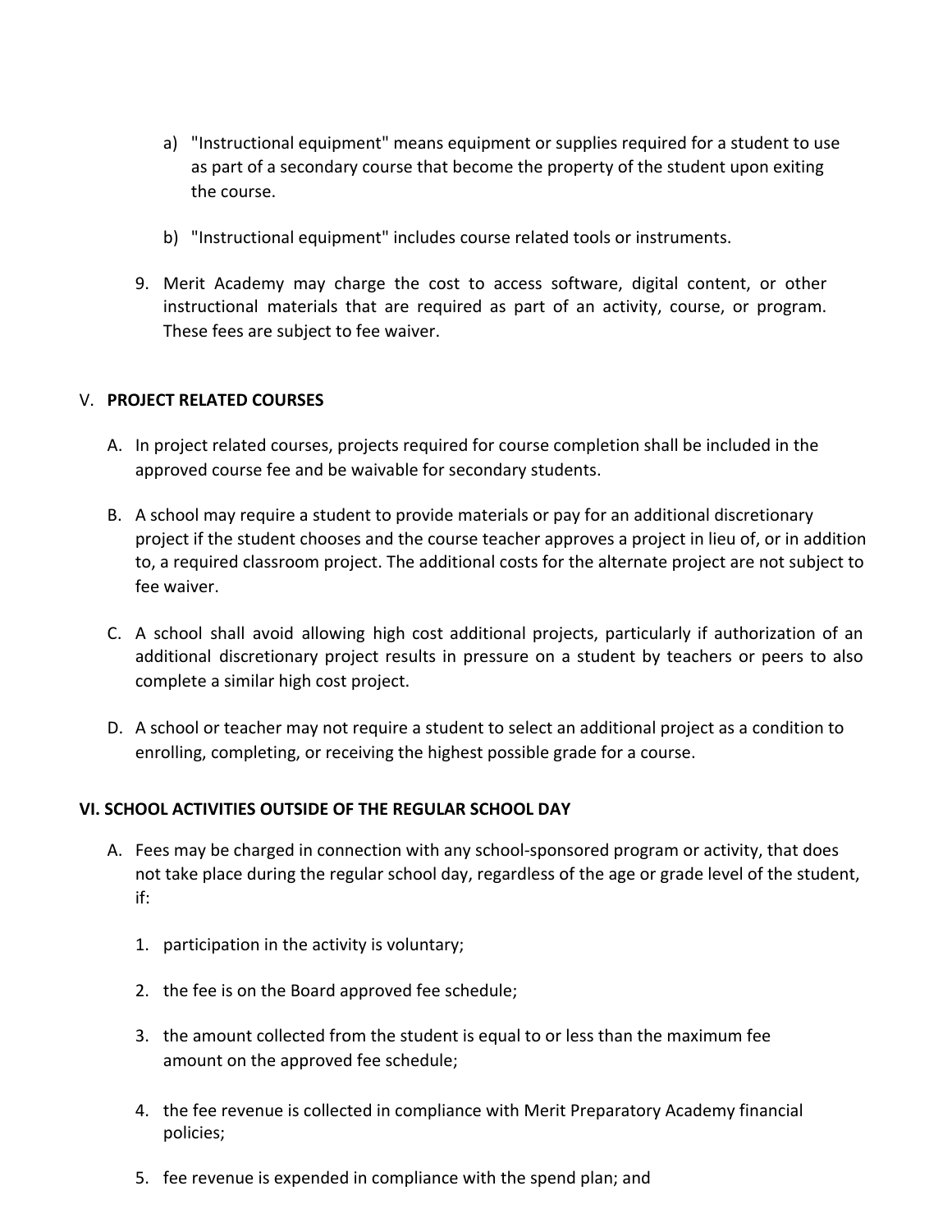a) "Instructional equipment" means equipment or supplies required for a student to use as part of a secondary course that become the property of the student upon exiting the course.

b) "Instructional equipment" includes course related tools or instruments.

9. Merit Academy may charge the cost to access software, digital content, or other instructional materials that are required as part of an activity, course, or program. These fees are subject to fee waiver.

## V. PROJECT RELATED COURSES

A. In project related courses, projects required for course completion shall be included in the approved course fee and be waivable for secondary students.

B. A school may require a student to provide materials or pay for an additional discretionary project if the student chooses and the course teacher approves a project in lieu of, or in addition to, a required classroom project. The additional costs for the alternate project are not subject to fee waiver.

C. A school shall avoid allowing high cost additional projects, particularly if authorization of an additional discretionary project results in pressure on a student by teachers or peers to also complete a similar high cost project.

D. A school or teacher may not require a student to select an additional project as a condition to enrolling, completing, or receiving the highest possible grade for a course.

## VI. SCHOOL ACTIVITIES OUTSIDE OF THE REGULAR SCHOOL DAY

A. Fees may be charged in connection with any school-sponsored program or activity, that does not take place during the regular school day, regardless of the age or grade level of the student, if:

1. participation in the activity is voluntary;

2. the fee is on the Board approved fee schedule;

3. the amount collected from the student is equal to or less than the maximum fee amount on the approved fee schedule;

4. the fee revenue is collected in compliance with Merit Preparatory Academy financial policies;

5. fee revenue is expended in compliance with the spend plan; and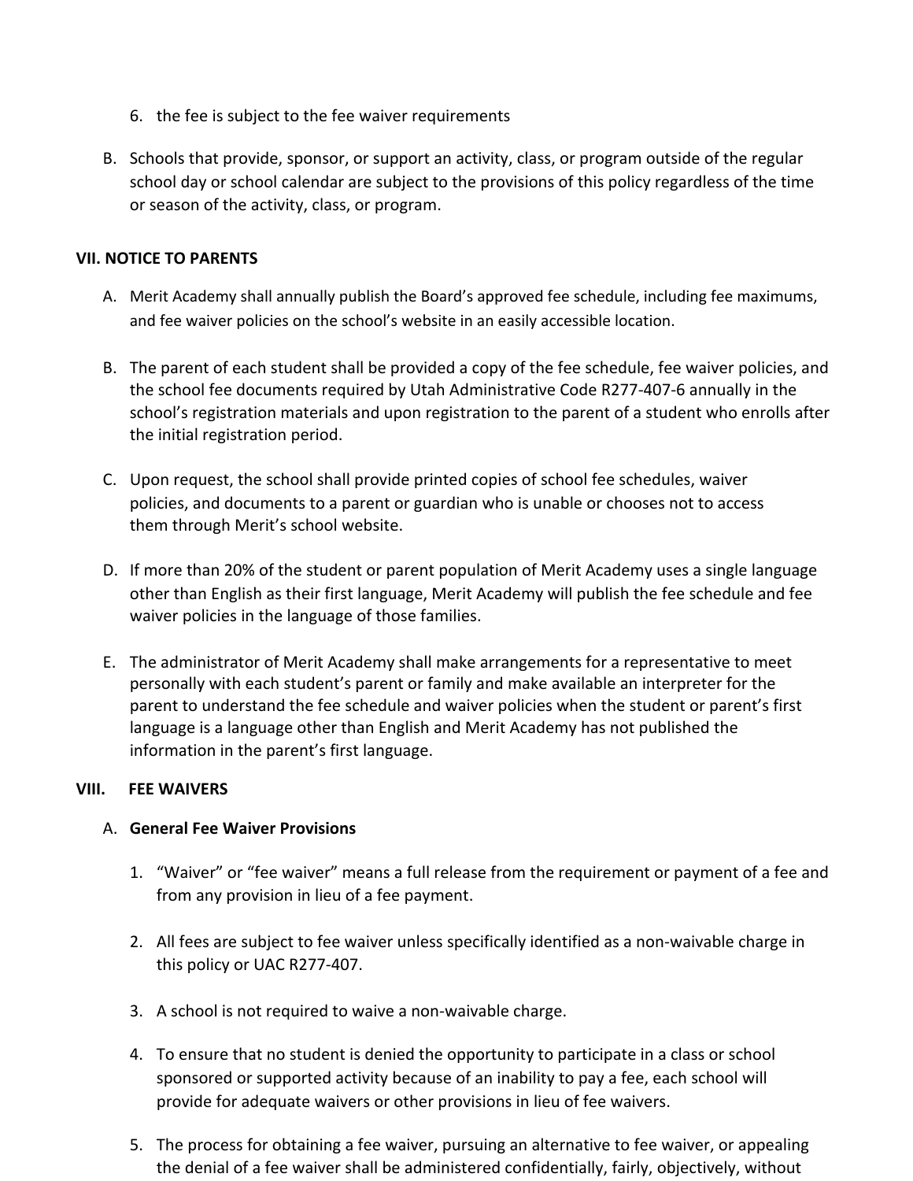6. the fee is subject to the fee waiver requirements

B. Schools that provide, sponsor, or support an activity, class, or program outside of the regular school day or school calendar are subject to the provisions of this policy regardless of the time or season of the activity, class, or program.

## VII. NOTICE TO PARENTS

A. Merit Academy shall annually publish the Board's approved fee schedule, including fee maximums, and fee waiver policies on the school's website in an easily accessible location.

B. The parent of each student shall be provided a copy of the fee schedule, fee waiver policies, and the school fee documents required by Utah Administrative Code R277-407-6 annually in the school's registration materials and upon registration to the parent of a student who enrolls after the initial registration period.

C. Upon request, the school shall provide printed copies of school fee schedules, waiver policies, and documents to a parent or guardian who is unable or chooses not to access them through Merit's school website.

D. If more than 20% of the student or parent population of Merit Academy uses a single language other than English as their first language, Merit Academy will publish the fee schedule and fee waiver policies in the language of those families.

E. The administrator of Merit Academy shall make arrangements for a representative to meet personally with each student's parent or family and make available an interpreter for the parent to understand the fee schedule and waiver policies when the student or parent's first language is a language other than English and Merit Academy has not published the information in the parent's first language.

## VIII. FEE WAIVERS

A. **General Fee Waiver Provisions**

1. "Waiver" or "fee waiver" means a full release from the requirement or payment of a fee and from any provision in lieu of a fee payment.

2. All fees are subject to fee waiver unless specifically identified as a non-waivable charge in this policy or UAC R277-407.

3. A school is not required to waive a non-waivable charge.

4. To ensure that no student is denied the opportunity to participate in a class or school sponsored or supported activity because of an inability to pay a fee, each school will provide for adequate waivers or other provisions in lieu of fee waivers.

5. The process for obtaining a fee waiver, pursuing an alternative to fee waiver, or appealing the denial of a fee waiver shall be administered confidentially, fairly, objectively, without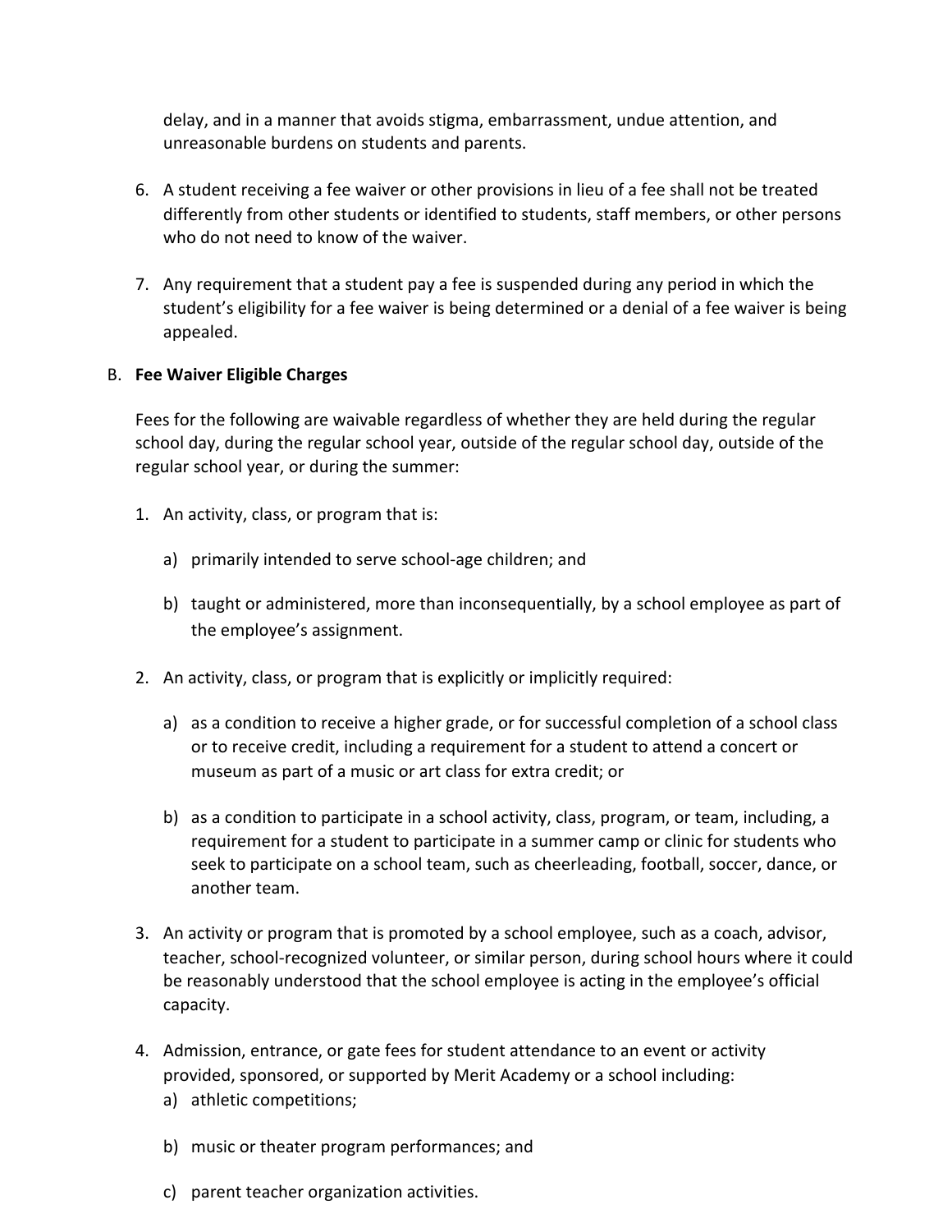delay, and in a manner that avoids stigma, embarrassment, undue attention, and unreasonable burdens on students and parents.

6. A student receiving a fee waiver or other provisions in lieu of a fee shall not be treated differently from other students or identified to students, staff members, or other persons who do not need to know of the waiver.

7. Any requirement that a student pay a fee is suspended during any period in which the student's eligibility for a fee waiver is being determined or a denial of a fee waiver is being appealed.

B. **Fee Waiver Eligible Charges**

Fees for the following are waivable regardless of whether they are held during the regular school day, during the regular school year, outside of the regular school day, outside of the regular school year, or during the summer:

1. An activity, class, or program that is:

   a) primarily intended to serve school-age children; and

   b) taught or administered, more than inconsequentially, by a school employee as part of the employee's assignment.

2. An activity, class, or program that is explicitly or implicitly required:

   a) as a condition to receive a higher grade, or for successful completion of a school class or to receive credit, including a requirement for a student to attend a concert or museum as part of a music or art class for extra credit; or

   b) as a condition to participate in a school activity, class, program, or team, including, a requirement for a student to participate in a summer camp or clinic for students who seek to participate on a school team, such as cheerleading, football, soccer, dance, or another team.

3. An activity or program that is promoted by a school employee, such as a coach, advisor, teacher, school-recognized volunteer, or similar person, during school hours where it could be reasonably understood that the school employee is acting in the employee's official capacity.

4. Admission, entrance, or gate fees for student attendance to an event or activity provided, sponsored, or supported by Merit Academy or a school including:

   a) athletic competitions;

   b) music or theater program performances; and

   c) parent teacher organization activities.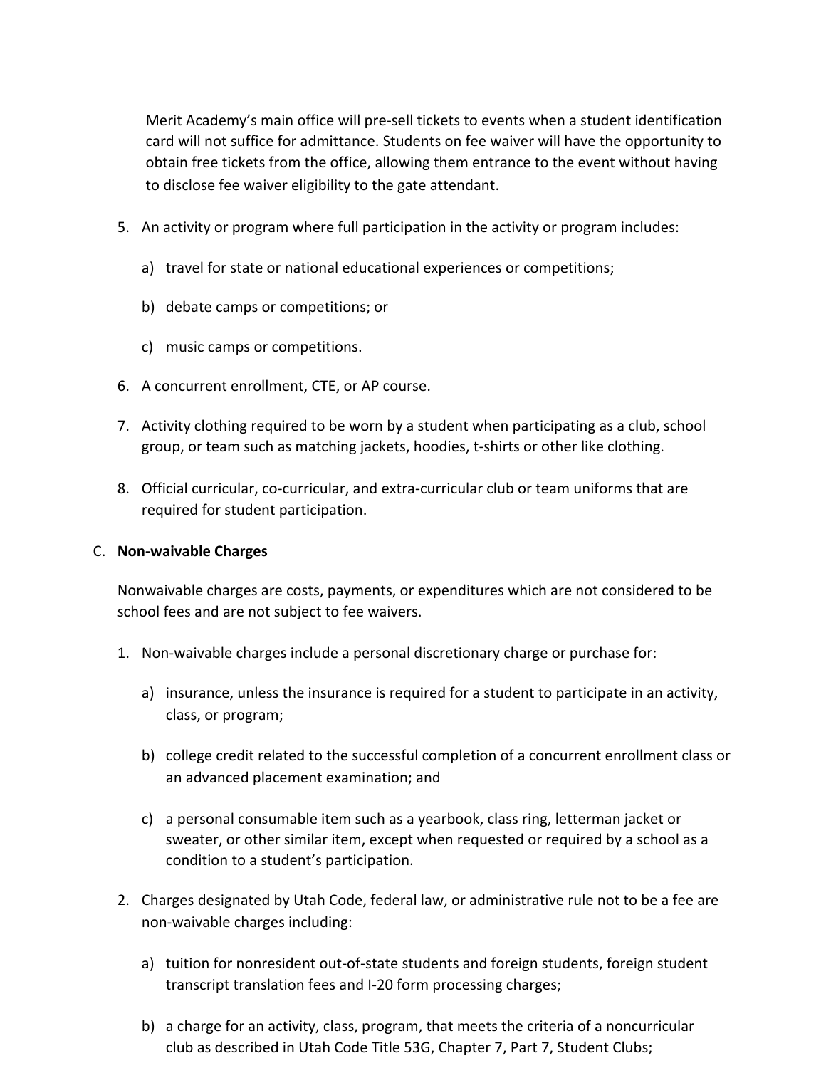Merit Academy's main office will pre-sell tickets to events when a student identification card will not suffice for admittance. Students on fee waiver will have the opportunity to obtain free tickets from the office, allowing them entrance to the event without having to disclose fee waiver eligibility to the gate attendant.

5. An activity or program where full participation in the activity or program includes:

   a) travel for state or national educational experiences or competitions;

   b) debate camps or competitions; or

   c) music camps or competitions.

6. A concurrent enrollment, CTE, or AP course.

7. Activity clothing required to be worn by a student when participating as a club, school group, or team such as matching jackets, hoodies, t-shirts or other like clothing.

8. Official curricular, co-curricular, and extra-curricular club or team uniforms that are required for student participation.

C. **Non-waivable Charges**

Nonwaivable charges are costs, payments, or expenditures which are not considered to be school fees and are not subject to fee waivers.

1. Non-waivable charges include a personal discretionary charge or purchase for:

   a) insurance, unless the insurance is required for a student to participate in an activity, class, or program;

   b) college credit related to the successful completion of a concurrent enrollment class or an advanced placement examination; and

   c) a personal consumable item such as a yearbook, class ring, letterman jacket or sweater, or other similar item, except when requested or required by a school as a condition to a student's participation.

2. Charges designated by Utah Code, federal law, or administrative rule not to be a fee are non-waivable charges including:

   a) tuition for nonresident out-of-state students and foreign students, foreign student transcript translation fees and I-20 form processing charges;

   b) a charge for an activity, class, program, that meets the criteria of a noncurricular club as described in Utah Code Title 53G, Chapter 7, Part 7, Student Clubs;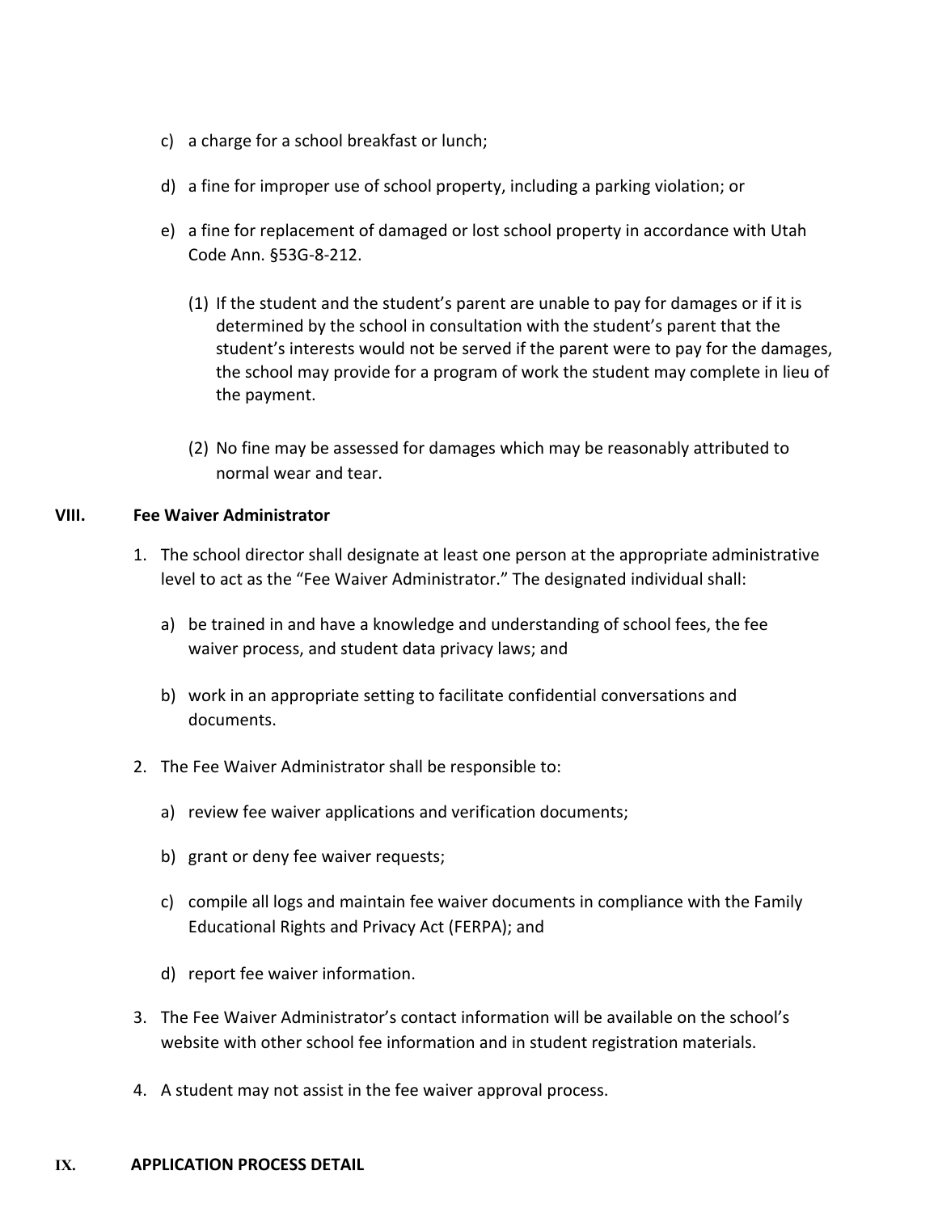c) a charge for a school breakfast or lunch;

d) a fine for improper use of school property, including a parking violation; or

e) a fine for replacement of damaged or lost school property in accordance with Utah Code Ann. §53G-8-212.

   (1) If the student and the student's parent are unable to pay for damages or if it is determined by the school in consultation with the student's parent that the student's interests would not be served if the parent were to pay for the damages, the school may provide for a program of work the student may complete in lieu of the payment.

   (2) No fine may be assessed for damages which may be reasonably attributed to normal wear and tear.

## VIII. Fee Waiver Administrator

1. The school director shall designate at least one person at the appropriate administrative level to act as the "Fee Waiver Administrator." The designated individual shall:

   a) be trained in and have a knowledge and understanding of school fees, the fee waiver process, and student data privacy laws; and

   b) work in an appropriate setting to facilitate confidential conversations and documents.

2. The Fee Waiver Administrator shall be responsible to:

   a) review fee waiver applications and verification documents;

   b) grant or deny fee waiver requests;

   c) compile all logs and maintain fee waiver documents in compliance with the Family Educational Rights and Privacy Act (FERPA); and

   d) report fee waiver information.

3. The Fee Waiver Administrator's contact information will be available on the school's website with other school fee information and in student registration materials.

4. A student may not assist in the fee waiver approval process.

## IX. APPLICATION PROCESS DETAIL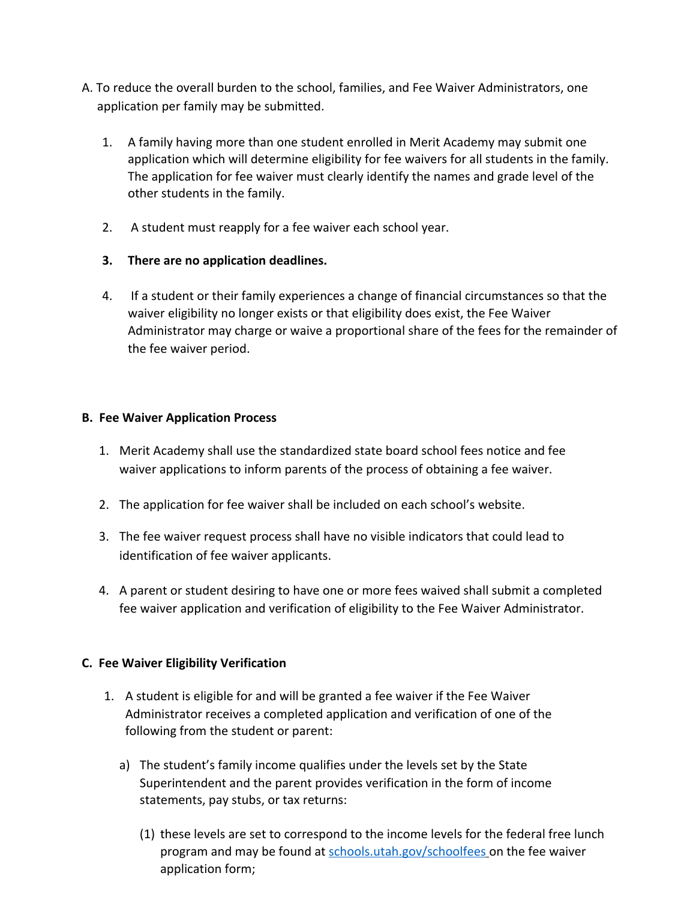A. To reduce the overall burden to the school, families, and Fee Waiver Administrators, one application per family may be submitted.

1. A family having more than one student enrolled in Merit Academy may submit one application which will determine eligibility for fee waivers for all students in the family. The application for fee waiver must clearly identify the names and grade level of the other students in the family.

2. A student must reapply for a fee waiver each school year.

3. **There are no application deadlines.**

4. If a student or their family experiences a change of financial circumstances so that the waiver eligibility no longer exists or that eligibility does exist, the Fee Waiver Administrator may charge or waive a proportional share of the fees for the remainder of the fee waiver period.

**B. Fee Waiver Application Process**

1. Merit Academy shall use the standardized state board school fees notice and fee waiver applications to inform parents of the process of obtaining a fee waiver.

2. The application for fee waiver shall be included on each school's website.

3. The fee waiver request process shall have no visible indicators that could lead to identification of fee waiver applicants.

4. A parent or student desiring to have one or more fees waived shall submit a completed fee waiver application and verification of eligibility to the Fee Waiver Administrator.

**C. Fee Waiver Eligibility Verification**

1. A student is eligible for and will be granted a fee waiver if the Fee Waiver Administrator receives a completed application and verification of one of the following from the student or parent:

   a) The student's family income qualifies under the levels set by the State Superintendent and the parent provides verification in the form of income statements, pay stubs, or tax returns:

      (1) these levels are set to correspond to the income levels for the federal free lunch program and may be found at [schools.utah.gov/schoolfees](schools.utah.gov/schoolfees) on the fee waiver application form;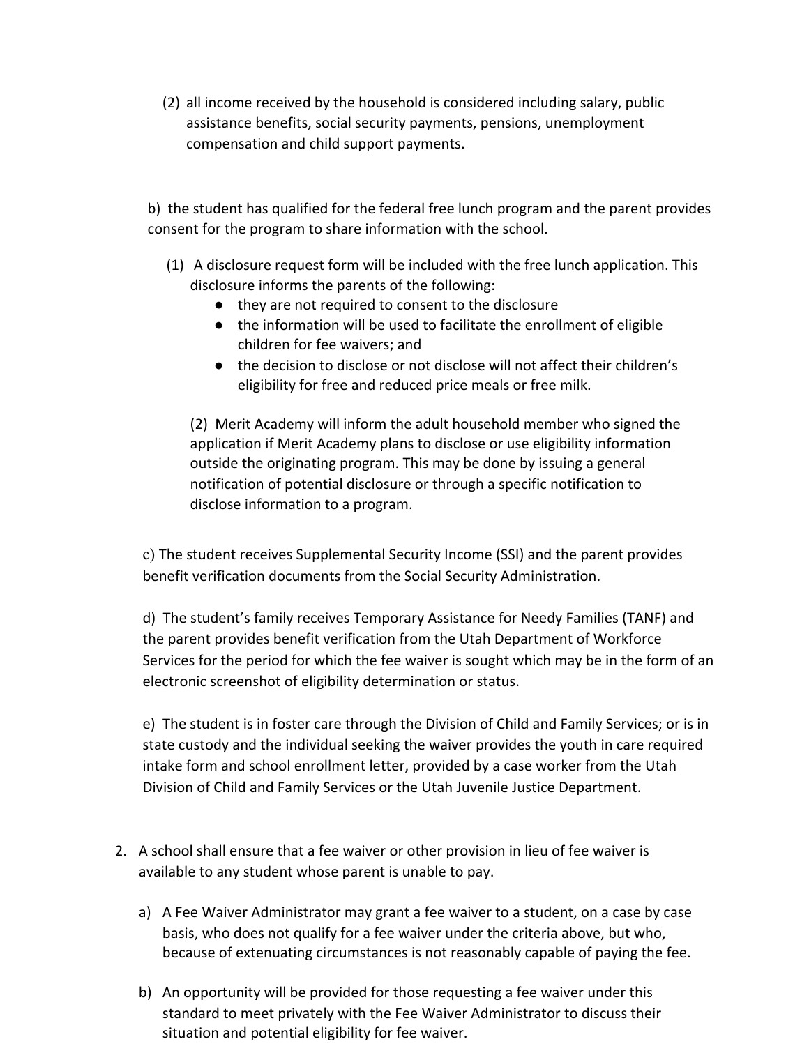(2) all income received by the household is considered including salary, public assistance benefits, social security payments, pensions, unemployment compensation and child support payments.

b) the student has qualified for the federal free lunch program and the parent provides consent for the program to share information with the school.

(1) A disclosure request form will be included with the free lunch application. This disclosure informs the parents of the following:

- they are not required to consent to the disclosure
- the information will be used to facilitate the enrollment of eligible children for fee waivers; and
- the decision to disclose or not disclose will not affect their children's eligibility for free and reduced price meals or free milk.

(2) Merit Academy will inform the adult household member who signed the application if Merit Academy plans to disclose or use eligibility information outside the originating program. This may be done by issuing a general notification of potential disclosure or through a specific notification to disclose information to a program.

c) The student receives Supplemental Security Income (SSI) and the parent provides benefit verification documents from the Social Security Administration.

d) The student's family receives Temporary Assistance for Needy Families (TANF) and the parent provides benefit verification from the Utah Department of Workforce Services for the period for which the fee waiver is sought which may be in the form of an electronic screenshot of eligibility determination or status.

e) The student is in foster care through the Division of Child and Family Services; or is in state custody and the individual seeking the waiver provides the youth in care required intake form and school enrollment letter, provided by a case worker from the Utah Division of Child and Family Services or the Utah Juvenile Justice Department.

2. A school shall ensure that a fee waiver or other provision in lieu of fee waiver is available to any student whose parent is unable to pay.

   a) A Fee Waiver Administrator may grant a fee waiver to a student, on a case by case basis, who does not qualify for a fee waiver under the criteria above, but who, because of extenuating circumstances is not reasonably capable of paying the fee.

   b) An opportunity will be provided for those requesting a fee waiver under this standard to meet privately with the Fee Waiver Administrator to discuss their situation and potential eligibility for fee waiver.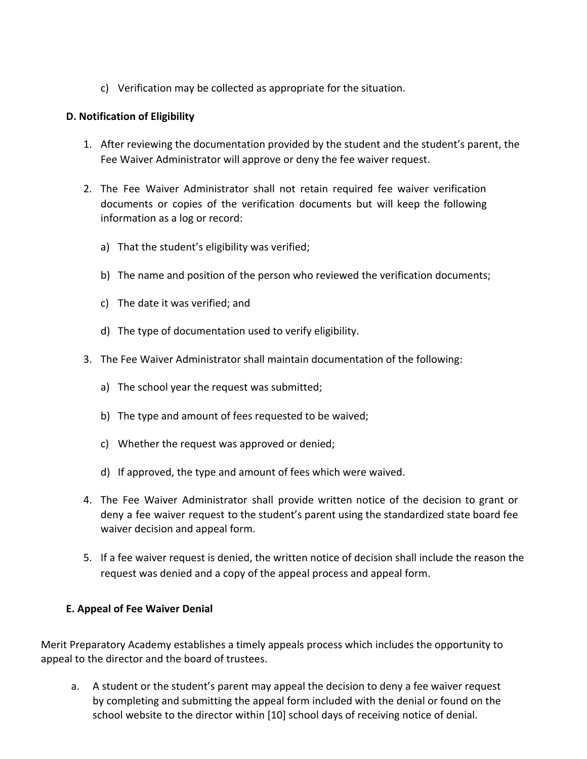c) Verification may be collected as appropriate for the situation.

**D. Notification of Eligibility**

1. After reviewing the documentation provided by the student and the student's parent, the Fee Waiver Administrator will approve or deny the fee waiver request.

2. The Fee Waiver Administrator shall not retain required fee waiver verification documents or copies of the verification documents but will keep the following information as a log or record:

   a) That the student's eligibility was verified;

   b) The name and position of the person who reviewed the verification documents;

   c) The date it was verified; and

   d) The type of documentation used to verify eligibility.

3. The Fee Waiver Administrator shall maintain documentation of the following:

   a) The school year the request was submitted;

   b) The type and amount of fees requested to be waived;

   c) Whether the request was approved or denied;

   d) If approved, the type and amount of fees which were waived.

4. The Fee Waiver Administrator shall provide written notice of the decision to grant or deny a fee waiver request to the student's parent using the standardized state board fee waiver decision and appeal form.

5. If a fee waiver request is denied, the written notice of decision shall include the reason the request was denied and a copy of the appeal process and appeal form.

**E. Appeal of Fee Waiver Denial**

Merit Preparatory Academy establishes a timely appeals process which includes the opportunity to appeal to the director and the board of trustees.

a. A student or the student's parent may appeal the decision to deny a fee waiver request by completing and submitting the appeal form included with the denial or found on the school website to the director within [10] school days of receiving notice of denial.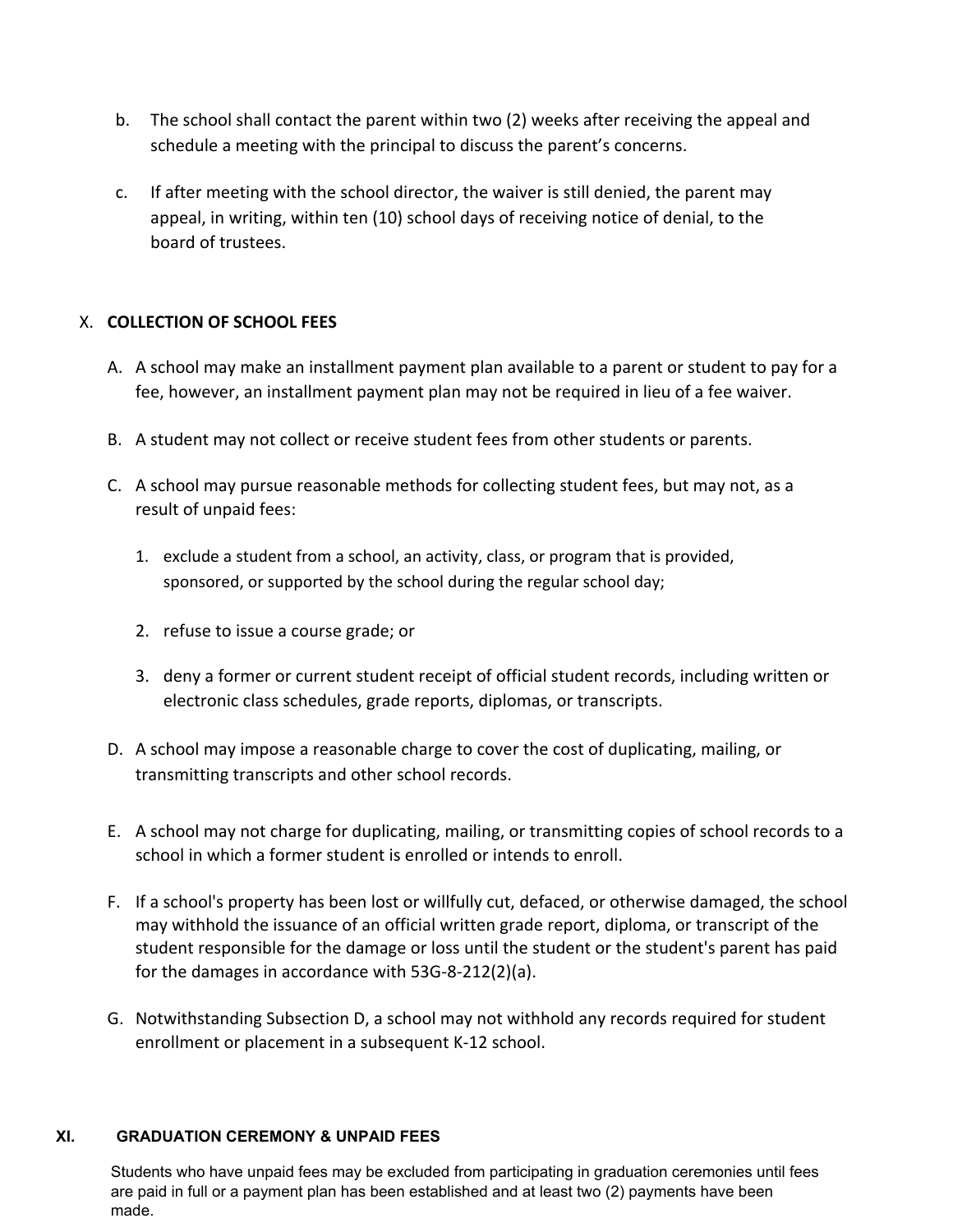b. The school shall contact the parent within two (2) weeks after receiving the appeal and schedule a meeting with the principal to discuss the parent's concerns.

c. If after meeting with the school director, the waiver is still denied, the parent may appeal, in writing, within ten (10) school days of receiving notice of denial, to the board of trustees.

## X. COLLECTION OF SCHOOL FEES

A. A school may make an installment payment plan available to a parent or student to pay for a fee, however, an installment payment plan may not be required in lieu of a fee waiver.

B. A student may not collect or receive student fees from other students or parents.

C. A school may pursue reasonable methods for collecting student fees, but may not, as a result of unpaid fees:

1. exclude a student from a school, an activity, class, or program that is provided, sponsored, or supported by the school during the regular school day;

2. refuse to issue a course grade; or

3. deny a former or current student receipt of official student records, including written or electronic class schedules, grade reports, diplomas, or transcripts.

D. A school may impose a reasonable charge to cover the cost of duplicating, mailing, or transmitting transcripts and other school records.

E. A school may not charge for duplicating, mailing, or transmitting copies of school records to a school in which a former student is enrolled or intends to enroll.

F. If a school's property has been lost or willfully cut, defaced, or otherwise damaged, the school may withhold the issuance of an official written grade report, diploma, or transcript of the student responsible for the damage or loss until the student or the student's parent has paid for the damages in accordance with 53G-8-212(2)(a).

G. Notwithstanding Subsection D, a school may not withhold any records required for student enrollment or placement in a subsequent K-12 school.

## XI. GRADUATION CEREMONY & UNPAID FEES

Students who have unpaid fees may be excluded from participating in graduation ceremonies until fees are paid in full or a payment plan has been established and at least two (2) payments have been made.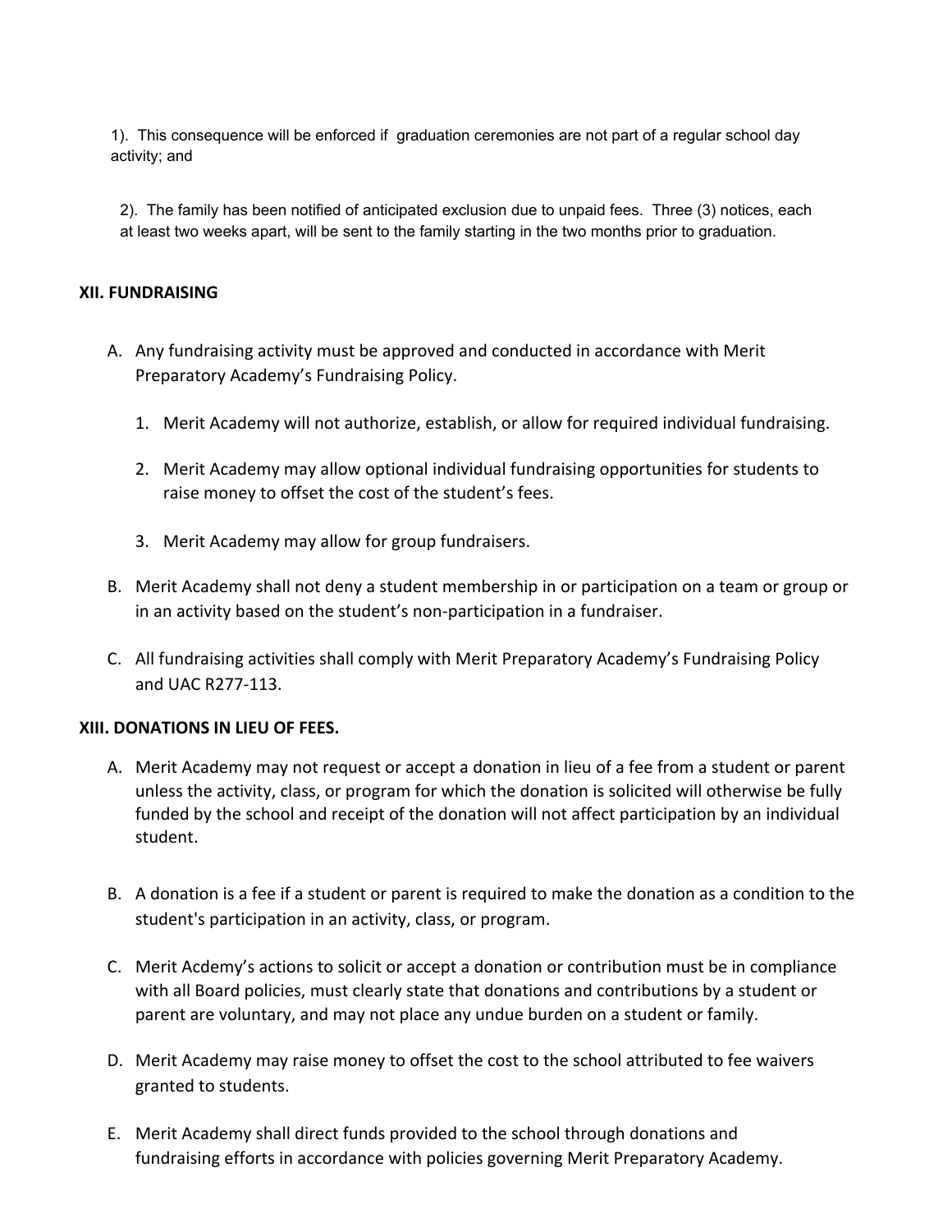1). This consequence will be enforced if graduation ceremonies are not part of a regular school day activity; and

2). The family has been notified of anticipated exclusion due to unpaid fees. Three (3) notices, each at least two weeks apart, will be sent to the family starting in the two months prior to graduation.

### XII. FUNDRAISING

A. Any fundraising activity must be approved and conducted in accordance with Merit Preparatory Academy's Fundraising Policy.

   1. Merit Academy will not authorize, establish, or allow for required individual fundraising.

   2. Merit Academy may allow optional individual fundraising opportunities for students to raise money to offset the cost of the student's fees.

   3. Merit Academy may allow for group fundraisers.

B. Merit Academy shall not deny a student membership in or participation on a team or group or in an activity based on the student's non-participation in a fundraiser.

C. All fundraising activities shall comply with Merit Preparatory Academy's Fundraising Policy and UAC R277-113.

### XIII. DONATIONS IN LIEU OF FEES.

A. Merit Academy may not request or accept a donation in lieu of a fee from a student or parent unless the activity, class, or program for which the donation is solicited will otherwise be fully funded by the school and receipt of the donation will not affect participation by an individual student.

B. A donation is a fee if a student or parent is required to make the donation as a condition to the student's participation in an activity, class, or program.

C. Merit Acdemy's actions to solicit or accept a donation or contribution must be in compliance with all Board policies, must clearly state that donations and contributions by a student or parent are voluntary, and may not place any undue burden on a student or family.

D. Merit Academy may raise money to offset the cost to the school attributed to fee waivers granted to students.

E. Merit Academy shall direct funds provided to the school through donations and fundraising efforts in accordance with policies governing Merit Preparatory Academy.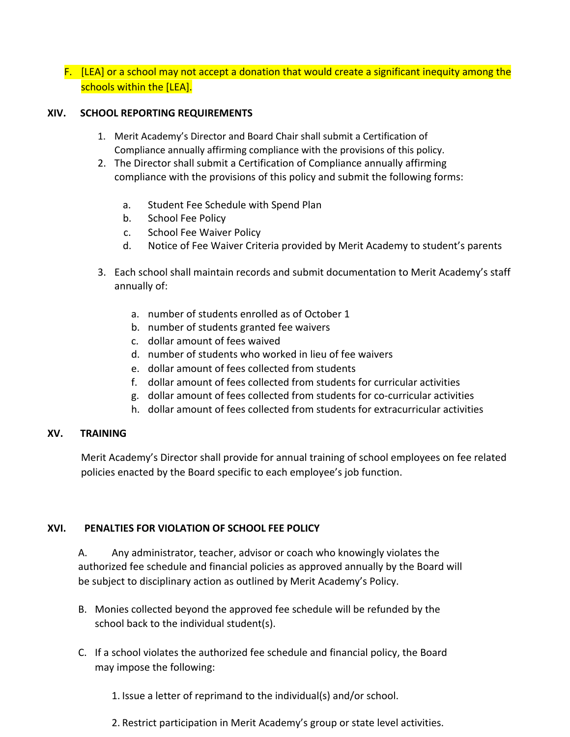F. [LEA] or a school may not accept a donation that would create a significant inequity among the schools within the [LEA].

## XIV. SCHOOL REPORTING REQUIREMENTS

1. Merit Academy's Director and Board Chair shall submit a Certification of Compliance annually affirming compliance with the provisions of this policy.
2. The Director shall submit a Certification of Compliance annually affirming compliance with the provisions of this policy and submit the following forms:
    a. Student Fee Schedule with Spend Plan
    b. School Fee Policy
    c. School Fee Waiver Policy
    d. Notice of Fee Waiver Criteria provided by Merit Academy to student's parents
3. Each school shall maintain records and submit documentation to Merit Academy's staff annually of:
    a. number of students enrolled as of October 1
    b. number of students granted fee waivers
    c. dollar amount of fees waived
    d. number of students who worked in lieu of fee waivers
    e. dollar amount of fees collected from students
    f. dollar amount of fees collected from students for curricular activities
    g. dollar amount of fees collected from students for co-curricular activities
    h. dollar amount of fees collected from students for extracurricular activities

## XV. TRAINING

Merit Academy's Director shall provide for annual training of school employees on fee related policies enacted by the Board specific to each employee's job function.

## XVI. PENALTIES FOR VIOLATION OF SCHOOL FEE POLICY

A. Any administrator, teacher, advisor or coach who knowingly violates the authorized fee schedule and financial policies as approved annually by the Board will be subject to disciplinary action as outlined by Merit Academy's Policy.

B. Monies collected beyond the approved fee schedule will be refunded by the school back to the individual student(s).

C. If a school violates the authorized fee schedule and financial policy, the Board may impose the following:

1. Issue a letter of reprimand to the individual(s) and/or school.

2. Restrict participation in Merit Academy's group or state level activities.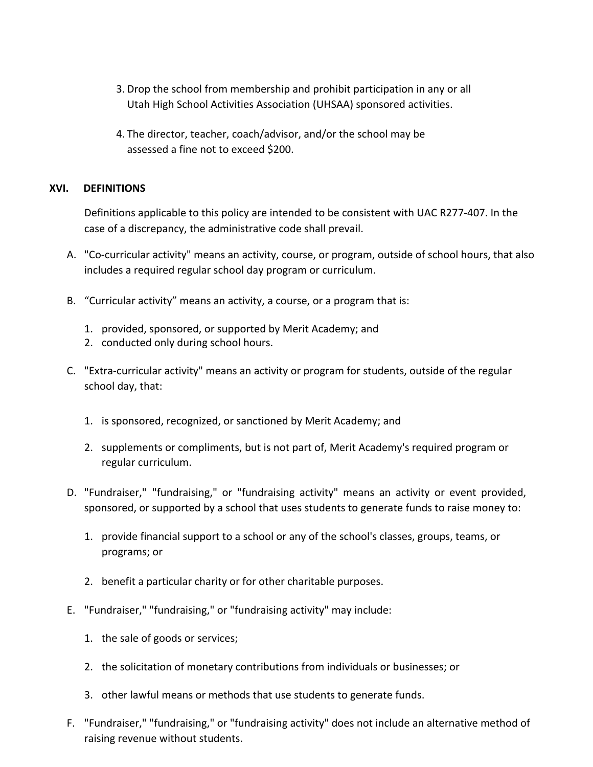3. Drop the school from membership and prohibit participation in any or all Utah High School Activities Association (UHSAA) sponsored activities.

4. The director, teacher, coach/advisor, and/or the school may be assessed a fine not to exceed $200.

## XVI. DEFINITIONS

Definitions applicable to this policy are intended to be consistent with UAC R277-407. In the case of a discrepancy, the administrative code shall prevail.

A. "Co-curricular activity" means an activity, course, or program, outside of school hours, that also includes a required regular school day program or curriculum.

B. "Curricular activity" means an activity, a course, or a program that is:

   1. provided, sponsored, or supported by Merit Academy; and
   2. conducted only during school hours.

C. "Extra-curricular activity" means an activity or program for students, outside of the regular school day, that:

   1. is sponsored, recognized, or sanctioned by Merit Academy; and

   2. supplements or compliments, but is not part of, Merit Academy's required program or regular curriculum.

D. "Fundraiser," "fundraising," or "fundraising activity" means an activity or event provided, sponsored, or supported by a school that uses students to generate funds to raise money to:

   1. provide financial support to a school or any of the school's classes, groups, teams, or programs; or

   2. benefit a particular charity or for other charitable purposes.

E. "Fundraiser," "fundraising," or "fundraising activity" may include:

   1. the sale of goods or services;

   2. the solicitation of monetary contributions from individuals or businesses; or

   3. other lawful means or methods that use students to generate funds.

F. "Fundraiser," "fundraising," or "fundraising activity" does not include an alternative method of raising revenue without students.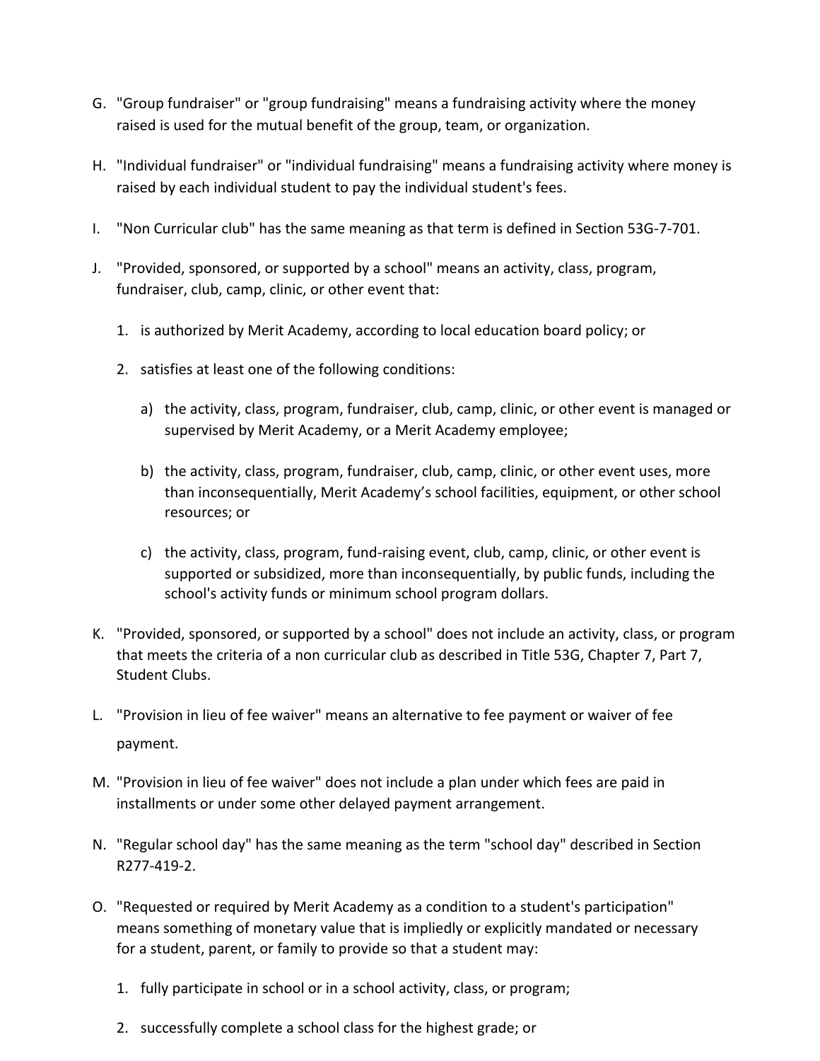G. "Group fundraiser" or "group fundraising" means a fundraising activity where the money raised is used for the mutual benefit of the group, team, or organization.

H. "Individual fundraiser" or "individual fundraising" means a fundraising activity where money is raised by each individual student to pay the individual student's fees.

I. "Non Curricular club" has the same meaning as that term is defined in Section 53G-7-701.

J. "Provided, sponsored, or supported by a school" means an activity, class, program, fundraiser, club, camp, clinic, or other event that:

   1. is authorized by Merit Academy, according to local education board policy; or

   2. satisfies at least one of the following conditions:

      a) the activity, class, program, fundraiser, club, camp, clinic, or other event is managed or supervised by Merit Academy, or a Merit Academy employee;

      b) the activity, class, program, fundraiser, club, camp, clinic, or other event uses, more than inconsequentially, Merit Academy's school facilities, equipment, or other school resources; or

      c) the activity, class, program, fund-raising event, club, camp, clinic, or other event is supported or subsidized, more than inconsequentially, by public funds, including the school's activity funds or minimum school program dollars.

K. "Provided, sponsored, or supported by a school" does not include an activity, class, or program that meets the criteria of a non curricular club as described in Title 53G, Chapter 7, Part 7, Student Clubs.

L. "Provision in lieu of fee waiver" means an alternative to fee payment or waiver of fee payment.

M. "Provision in lieu of fee waiver" does not include a plan under which fees are paid in installments or under some other delayed payment arrangement.

N. "Regular school day" has the same meaning as the term "school day" described in Section R277-419-2.

O. "Requested or required by Merit Academy as a condition to a student's participation" means something of monetary value that is impliedly or explicitly mandated or necessary for a student, parent, or family to provide so that a student may:

   1. fully participate in school or in a school activity, class, or program;

   2. successfully complete a school class for the highest grade; or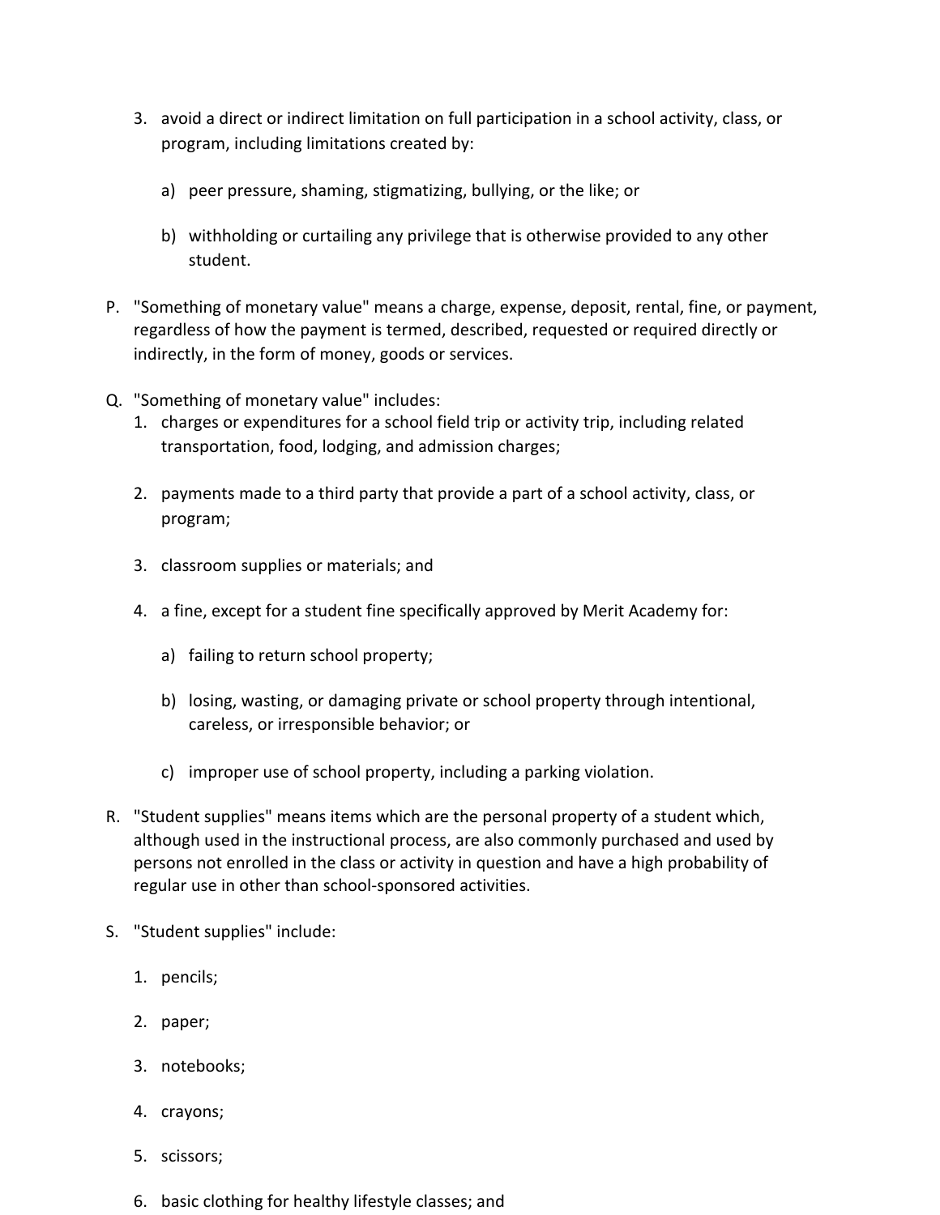3. avoid a direct or indirect limitation on full participation in a school activity, class, or program, including limitations created by:

    a) peer pressure, shaming, stigmatizing, bullying, or the like; or

    b) withholding or curtailing any privilege that is otherwise provided to any other student.

P. "Something of monetary value" means a charge, expense, deposit, rental, fine, or payment, regardless of how the payment is termed, described, requested or required directly or indirectly, in the form of money, goods or services.

Q. "Something of monetary value" includes:

1. charges or expenditures for a school field trip or activity trip, including related transportation, food, lodging, and admission charges;

2. payments made to a third party that provide a part of a school activity, class, or program;

3. classroom supplies or materials; and

4. a fine, except for a student fine specifically approved by Merit Academy for:

    a) failing to return school property;

    b) losing, wasting, or damaging private or school property through intentional, careless, or irresponsible behavior; or

    c) improper use of school property, including a parking violation.

R. "Student supplies" means items which are the personal property of a student which, although used in the instructional process, are also commonly purchased and used by persons not enrolled in the class or activity in question and have a high probability of regular use in other than school-sponsored activities.

S. "Student supplies" include:

1. pencils;

2. paper;

3. notebooks;

4. crayons;

5. scissors;

6. basic clothing for healthy lifestyle classes; and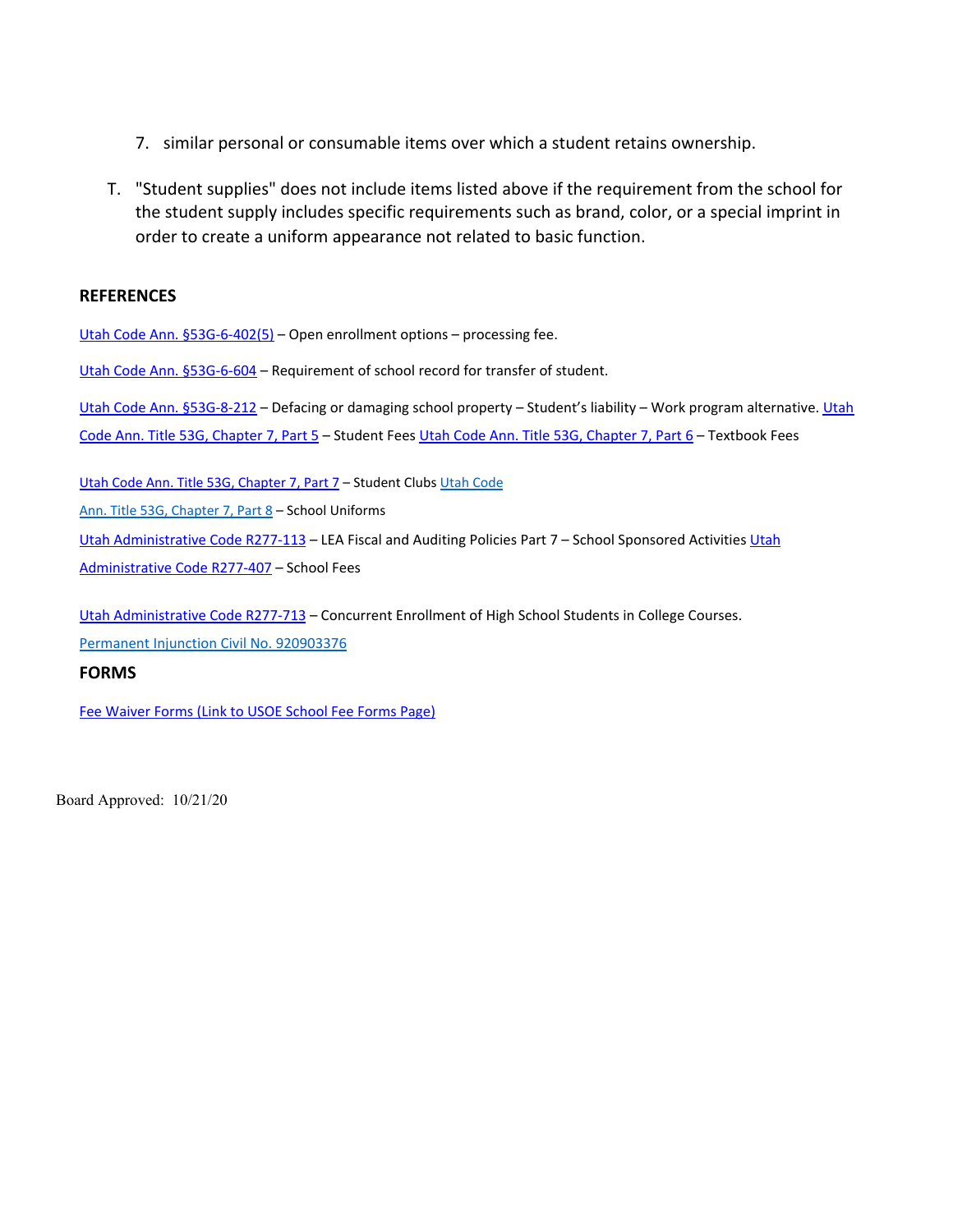7. similar personal or consumable items over which a student retains ownership.

T. "Student supplies" does not include items listed above if the requirement from the school for the student supply includes specific requirements such as brand, color, or a special imprint in order to create a uniform appearance not related to basic function.

**REFERENCES**

Utah Code Ann. §53G-6-402(5) – Open enrollment options – processing fee.

Utah Code Ann. §53G-6-604 – Requirement of school record for transfer of student.

Utah Code Ann. §53G-8-212 – Defacing or damaging school property – Student's liability – Work program alternative. Utah Code Ann. Title 53G, Chapter 7, Part 5 – Student Fees Utah Code Ann. Title 53G, Chapter 7, Part 6 – Textbook Fees

Utah Code Ann. Title 53G, Chapter 7, Part 7 – Student Clubs Utah Code Ann. Title 53G, Chapter 7, Part 8 – School Uniforms

Utah Administrative Code R277-113 – LEA Fiscal and Auditing Policies Part 7 – School Sponsored Activities Utah Administrative Code R277-407 – School Fees

Utah Administrative Code R277-713 – Concurrent Enrollment of High School Students in College Courses.

Permanent Injunction Civil No. 920903376

**FORMS**

Fee Waiver Forms (Link to USOE School Fee Forms Page)

Board Approved: 10/21/20